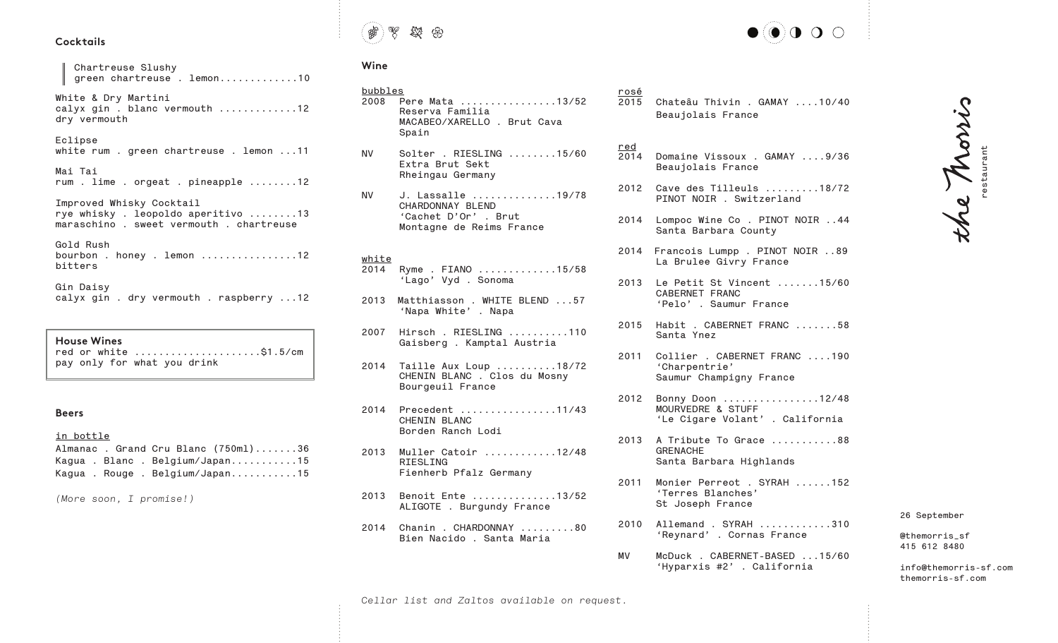## Cocktails

Chartreuse Slushy
green chartreuse . lemon.............10

White & Dry Martini
calyx gin . blanc vermouth .............12
dry vermouth

Eclipse
white rum . green chartreuse . lemon ...11

Mai Tai
rum . lime . orgeat . pineapple ........12

Improved Whisky Cocktail
rye whisky . leopoldo aperitivo ........13
maraschino . sweet vermouth . chartreuse

Gold Rush
bourbon . honey . lemon ................12
bitters

Gin Daisy
calyx gin . dry vermouth . raspberry ...12

**House Wines**
red or white .....................$1.5/cm
pay only for what you drink

## Beers

in bottle

Almanac . Grand Cru Blanc (750ml).......36
Kagua . Blanc . Belgium/Japan...........15
Kagua . Rouge . Belgium/Japan...........15

*(More soon, I promise!)*

## Wine

### bubbles

2008 Pere Mata ................13/52
Reserva Familia
MACABEO/XARELLO . Brut Cava
Spain

NV Solter . RIESLING ........15/60
Extra Brut Sekt
Rheingau Germany

NV J. Lassalle ..............19/78
CHARDONNAY BLEND
'Cachet D'Or' . Brut
Montagne de Reims France

### white

2014 Ryme . FIANO .............15/58
'Lago' Vyd . Sonoma

2013 Matthiasson . WHITE BLEND ...57
'Napa White' . Napa

2007 Hirsch . RIESLING ..........110
Gaisberg . Kamptal Austria

2014 Taille Aux Loup ..........18/72
CHENIN BLANC . Clos du Mosny
Bourgeuil France

2014 Precedent ................11/43
CHENIN BLANC
Borden Ranch Lodi

2013 Muller Catoir ............12/48
RIESLING
Fienherb Pfalz Germany

2013 Benoit Ente ..............13/52
ALIGOTE . Burgundy France

2014 Chanin . CHARDONNAY .........80
Bien Nacido . Santa Maria

### rosé

2015 Chateâu Thivin . GAMAY ....10/40
Beaujolais France

### red

2014 Domaine Vissoux . GAMAY ....9/36
Beaujolais France

2012 Cave des Tilleuls .........18/72
PINOT NOIR . Switzerland

2014 Lompoc Wine Co . PINOT NOIR ..44
Santa Barbara County

2014 Francois Lumpp . PINOT NOIR ..89
La Brulee Givry France

2013 Le Petit St Vincent .......15/60
CABERNET FRANC
'Pelo' . Saumur France

2015 Habit . CABERNET FRANC .......58
Santa Ynez

2011 Collier . CABERNET FRANC ....190
'Charpentrie'
Saumur Champigny France

2012 Bonny Doon ................12/48
MOURVEDRE & STUFF
'Le Cigare Volant' . California

2013 A Tribute To Grace ...........88
GRENACHE
Santa Barbara Highlands

2011 Monier Perreot . SYRAH ......152
'Terres Blanches'
St Joseph France

2010 Allemand . SYRAH ............310
'Reynard' . Cornas France

MV McDuck . CABERNET-BASED ...15/60
'Hyparxis #2' . California

*Cellar list and Zaltos available on request.*

the Morris
restaurant

26 September

@themorris_sf
415 612 8480

info@themorris-sf.com
themorris-sf.com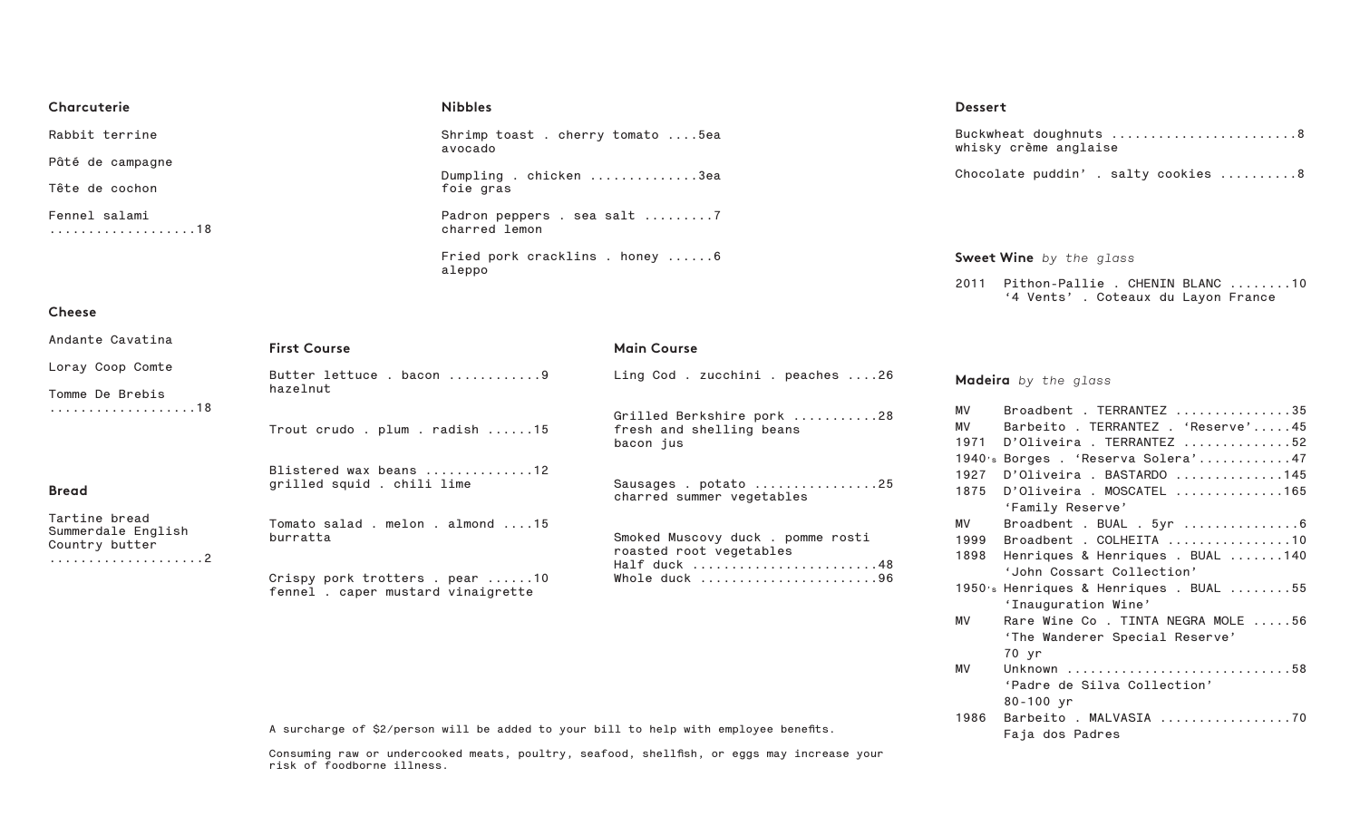## Charcuterie

Rabbit terrine

Pâté de campagne

Tête de cochon

Fennel salami
...................18

## Cheese

Andante Cavatina

Loray Coop Comte

Tomme De Brebis
...................18

## Bread

Tartine bread
Summerdale English
Country butter
....................2

## Nibbles

Shrimp toast . cherry tomato ....5ea
avocado

Dumpling . chicken ..............3ea
foie gras

Padron peppers . sea salt .........7
charred lemon

Fried pork cracklins . honey ......6
aleppo

## First Course

Butter lettuce . bacon ............9
hazelnut

Trout crudo . plum . radish ......15

Blistered wax beans ..............12
grilled squid . chili lime

Tomato salad . melon . almond ....15
burratta

Crispy pork trotters . pear ......10
fennel . caper mustard vinaigrette

## Main Course

Ling Cod . zucchini . peaches ....26

Grilled Berkshire pork ...........28
fresh and shelling beans
bacon jus

Sausages . potato ................25
charred summer vegetables

Smoked Muscovy duck . pomme rosti
roasted root vegetables
Half duck ........................48
Whole duck .......................96

A surcharge of $2/person will be added to your bill to help with employee benefits.

Consuming raw or undercooked meats, poultry, seafood, shellfish, or eggs may increase your risk of foodborne illness.

## Dessert

Buckwheat doughnuts ........................8
whisky crème anglaise

Chocolate puddin' . salty cookies ..........8

## Sweet Wine *by the glass*

2011 Pithon-Pallie . CHENIN BLANC ........10
'4 Vents' . Coteaux du Layon France

## Madeira *by the glass*

MV Broadbent . TERRANTEZ ...............35
MV Barbeito . TERRANTEZ . 'Reserve'.....45
1971 D'Oliveira . TERRANTEZ ..............52
1940's Borges . 'Reserva Solera'............47
1927 D'Oliveira . BASTARDO ..............145
1875 D'Oliveira . MOSCATEL ..............165
'Family Reserve'
MV Broadbent . BUAL . 5yr ...............6
1999 Broadbent . COLHEITA ................10
1898 Henriques & Henriques . BUAL .......140
'John Cossart Collection'
1950's Henriques & Henriques . BUAL ........55
'Inauguration Wine'
MV Rare Wine Co . TINTA NEGRA MOLE .....56
'The Wanderer Special Reserve'
70 yr
MV Unknown .............................58
'Padre de Silva Collection'
80-100 yr
1986 Barbeito . MALVASIA .................70
Faja dos Padres